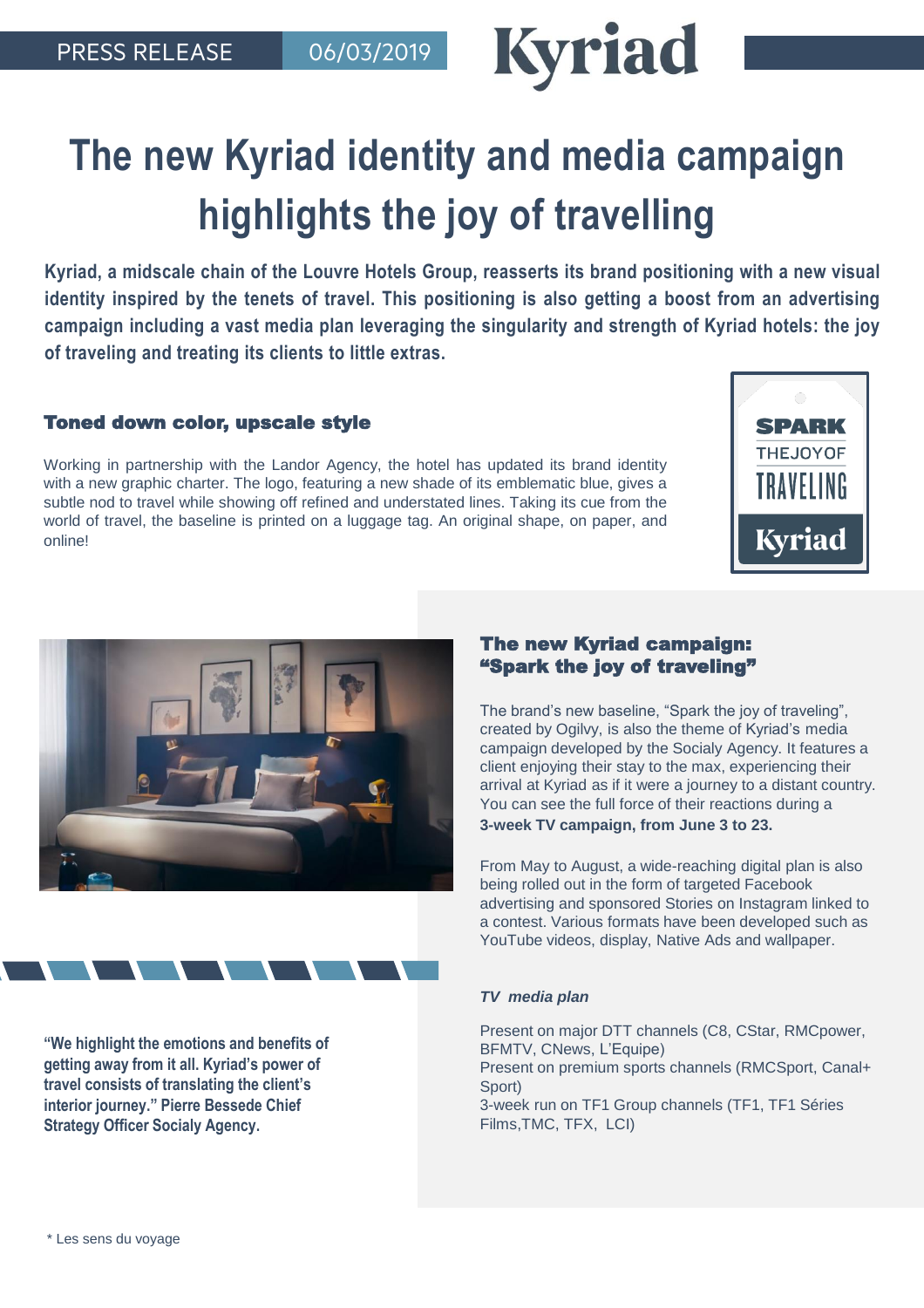PRESS RELEASE 06/03/2019

# The new Kyriad identity and media campaign highlights the joy of travelling

**Kyriad, a midscale chain of the Louvre Hotels Group, reasserts its brand positioning with a new visual identity inspired by the tenets of travel. This positioning is also getting a boost from an advertising campaign including a vast media plan leveraging the singularity and strength of Kyriad hotels: the joy of traveling and treating its clients to little extras.**

## Toned down color, upscale style

Working in partnership with the Landor Agency, the hotel has updated its brand identity with a new graphic charter. The logo, featuring a new shade of its emblematic blue, gives a subtle nod to travel while showing off refined and understated lines. Taking its cue from the world of travel, the baseline is printed on a luggage tag. An original shape, on paper, and online!

SPARK THEJOYOF TRAVELING Kyriad

## The new Kyriad campaign: "Spark the joy of traveling"

The brand's new baseline, "Spark the joy of traveling", created by Ogilvy, is also the theme of Kyriad's media campaign developed by the Socialy Agency. It features a client enjoying their stay to the max, experiencing their arrival at Kyriad as if it were a journey to a distant country. You can see the full force of their reactions during a **3-week TV campaign, from June 3 to 23.**

From May to August, a wide-reaching digital plan is also being rolled out in the form of targeted Facebook advertising and sponsored Stories on Instagram linked to a contest. Various formats have been developed such as YouTube videos, display, Native Ads and wallpaper.

***TV media plan***

Present on major DTT channels (C8, CStar, RMCpower, BFMTV, CNews, L'Equipe)
Present on premium sports channels (RMCSport, Canal+ Sport)
3-week run on TF1 Group channels (TF1, TF1 Séries Films,TMC, TFX, LCI)

**"We highlight the emotions and benefits of getting away from it all. Kyriad's power of travel consists of translating the client's interior journey." Pierre Bessede Chief Strategy Officer Socialy Agency.**

\* Les sens du voyage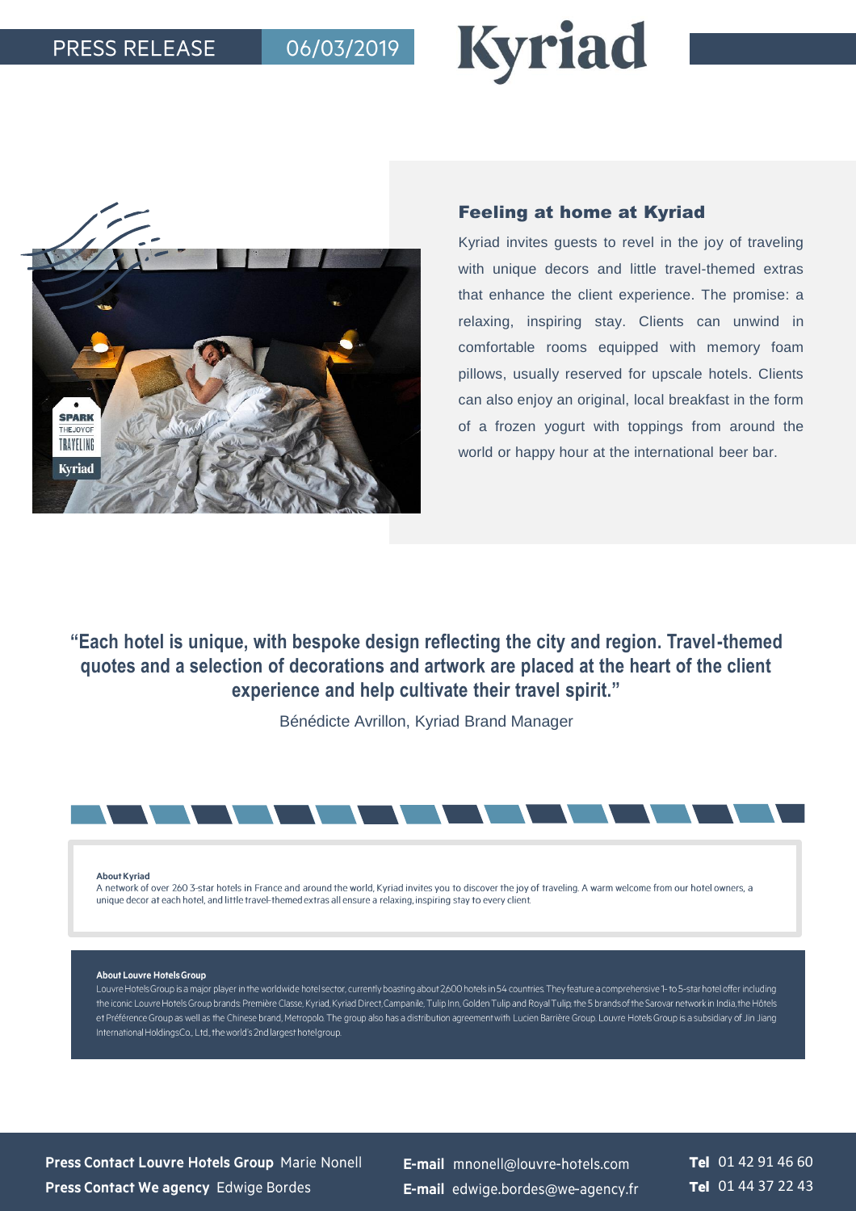PRESS RELEASE 06/03/2019

## Feeling at home at Kyriad

Kyriad invites guests to revel in the joy of traveling with unique decors and little travel-themed extras that enhance the client experience. The promise: a relaxing, inspiring stay. Clients can unwind in comfortable rooms equipped with memory foam pillows, usually reserved for upscale hotels. Clients can also enjoy an original, local breakfast in the form of a frozen yogurt with toppings from around the world or happy hour at the international beer bar.

**"Each hotel is unique, with bespoke design reflecting the city and region. Travel-themed quotes and a selection of decorations and artwork are placed at the heart of the client experience and help cultivate their travel spirit."**

Bénédicte Avrillon, Kyriad Brand Manager

**About Kyriad**

A network of over 260 3-star hotels in France and around the world, Kyriad invites you to discover the joy of traveling. A warm welcome from our hotel owners, a unique decor at each hotel, and little travel-themed extras all ensure a relaxing, inspiring stay to every client.

**About Louvre Hotels Group**

Louvre Hotels Group is a major player in the worldwide hotel sector, currently boasting about 2,600 hotels in 54 countries. They feature a comprehensive 1- to 5-star hotel offer including the iconic Louvre Hotels Group brands: Première Classe, Kyriad, Kyriad Direct, Campanile, Tulip Inn, Golden Tulip and Royal Tulip; the 5 brands of the Sarovar network in India, the Hôtels et Préférence Group as well as the Chinese brand, Metropolo. The group also has a distribution agreement with Lucien Barrière Group. Louvre Hotels Group is a subsidiary of Jin Jiang International Holdings Co., Ltd., the world's 2nd largest hotel group.

**Press Contact Louvre Hotels Group** Marie Nonell **E-mail** mnonell@louvre-hotels.com **Tel** 01 42 91 46 60

**Press Contact We agency** Edwige Bordes **E-mail** edwige.bordes@we-agency.fr **Tel** 01 44 37 22 43